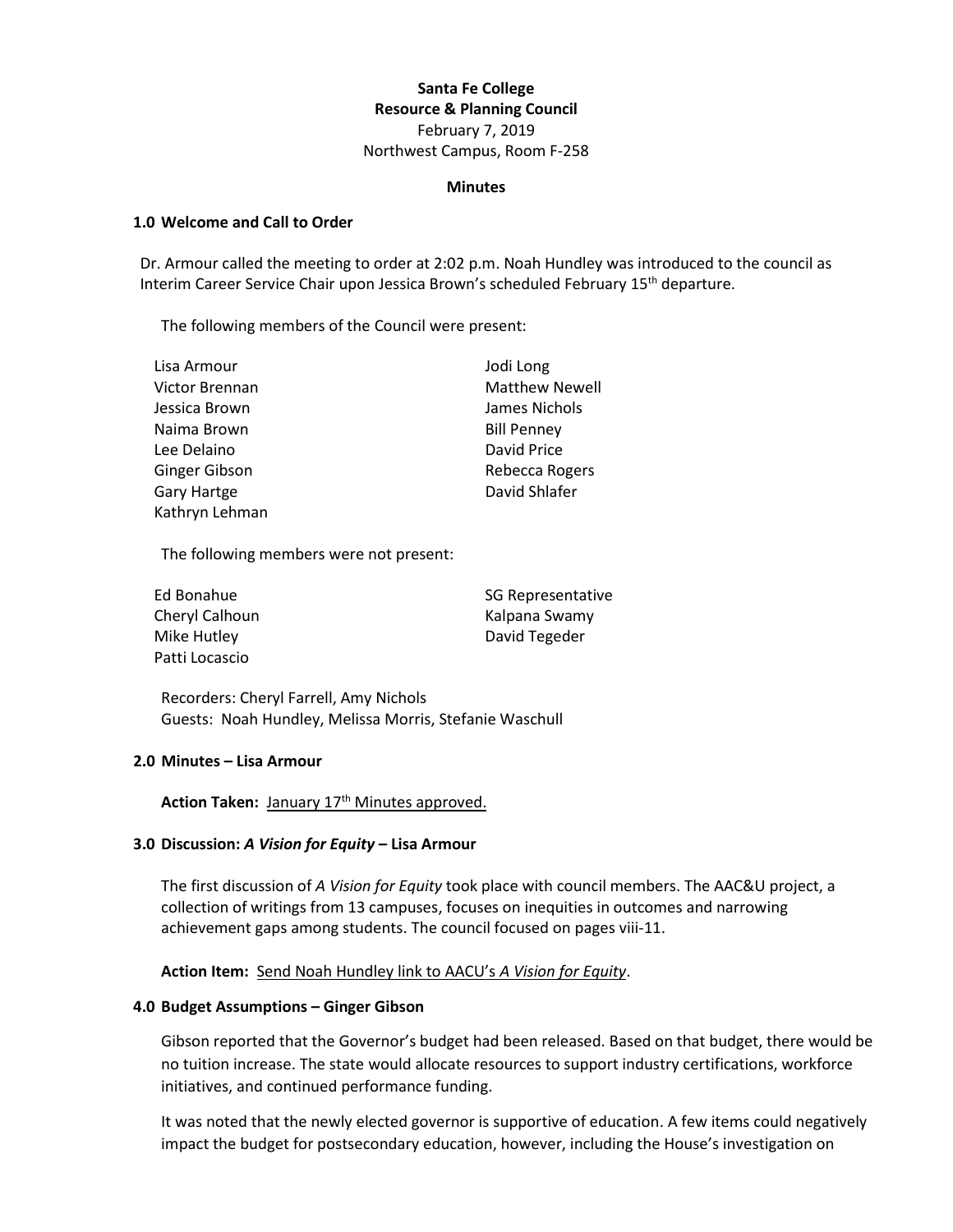**Santa Fe College**
**Resource & Planning Council**
February 7, 2019
Northwest Campus, Room F-258

**Minutes**

## 1.0 Welcome and Call to Order

Dr. Armour called the meeting to order at 2:02 p.m. Noah Hundley was introduced to the council as Interim Career Service Chair upon Jessica Brown's scheduled February 15th departure.

The following members of the Council were present:

- Lisa Armour
- Victor Brennan
- Jessica Brown
- Naima Brown
- Lee Delaino
- Ginger Gibson
- Gary Hartge
- Kathryn Lehman
- Jodi Long
- Matthew Newell
- James Nichols
- Bill Penney
- David Price
- Rebecca Rogers
- David Shlafer

The following members were not present:

- Ed Bonahue
- Cheryl Calhoun
- Mike Hutley
- Patti Locascio
- SG Representative
- Kalpana Swamy
- David Tegeder

Recorders: Cheryl Farrell, Amy Nichols
Guests: Noah Hundley, Melissa Morris, Stefanie Waschull

## 2.0 Minutes – Lisa Armour

**Action Taken:** January 17th Minutes approved.

## 3.0 Discussion: *A Vision for Equity* – Lisa Armour

The first discussion of *A Vision for Equity* took place with council members. The AAC&U project, a collection of writings from 13 campuses, focuses on inequities in outcomes and narrowing achievement gaps among students. The council focused on pages viii-11.

**Action Item:** Send Noah Hundley link to AACU's *A Vision for Equity*.

## 4.0 Budget Assumptions – Ginger Gibson

Gibson reported that the Governor's budget had been released. Based on that budget, there would be no tuition increase. The state would allocate resources to support industry certifications, workforce initiatives, and continued performance funding.

It was noted that the newly elected governor is supportive of education. A few items could negatively impact the budget for postsecondary education, however, including the House's investigation on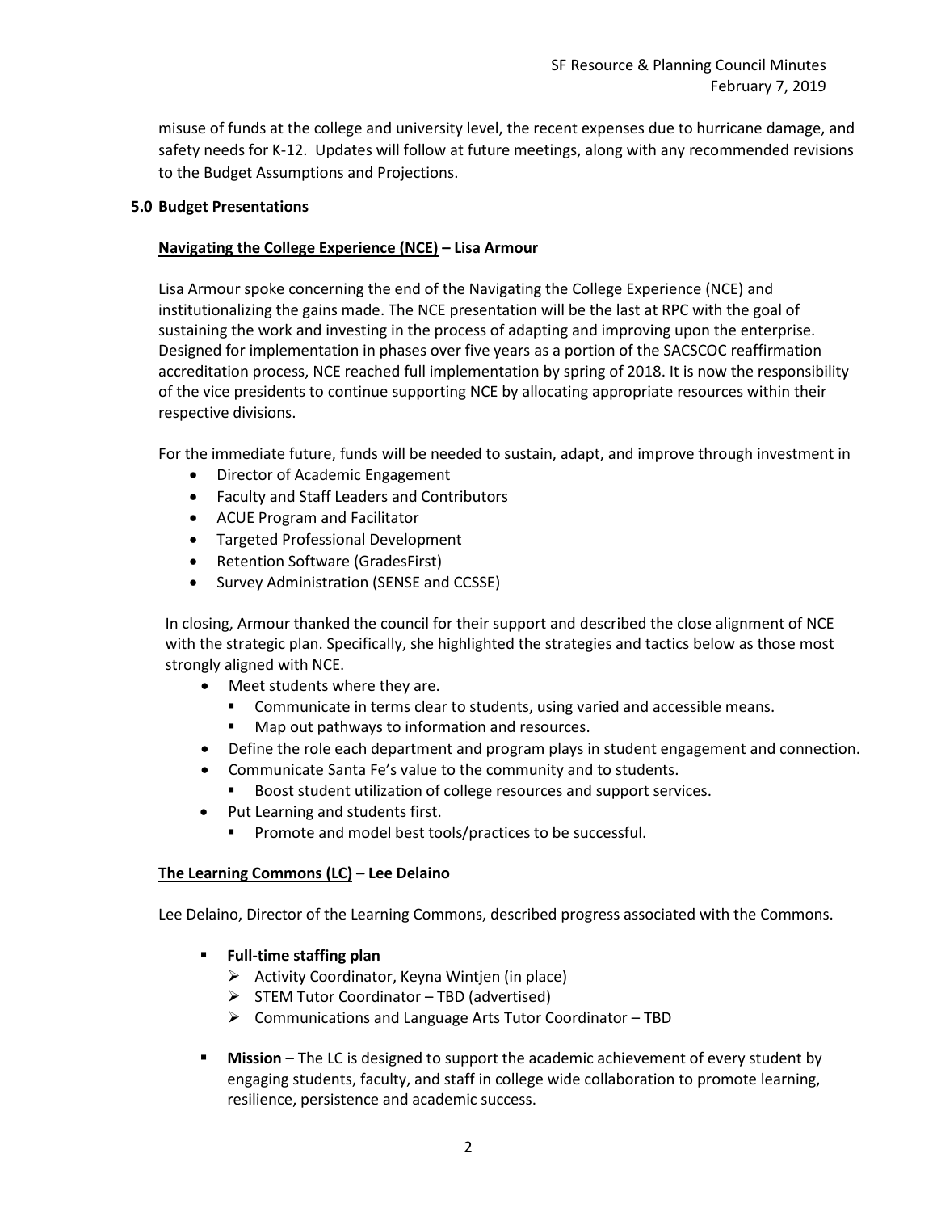misuse of funds at the college and university level, the recent expenses due to hurricane damage, and safety needs for K-12. Updates will follow at future meetings, along with any recommended revisions to the Budget Assumptions and Projections.

## 5.0 Budget Presentations

### Navigating the College Experience (NCE) – Lisa Armour

Lisa Armour spoke concerning the end of the Navigating the College Experience (NCE) and institutionalizing the gains made. The NCE presentation will be the last at RPC with the goal of sustaining the work and investing in the process of adapting and improving upon the enterprise. Designed for implementation in phases over five years as a portion of the SACSCOC reaffirmation accreditation process, NCE reached full implementation by spring of 2018. It is now the responsibility of the vice presidents to continue supporting NCE by allocating appropriate resources within their respective divisions.

For the immediate future, funds will be needed to sustain, adapt, and improve through investment in

- Director of Academic Engagement
- Faculty and Staff Leaders and Contributors
- ACUE Program and Facilitator
- Targeted Professional Development
- Retention Software (GradesFirst)
- Survey Administration (SENSE and CCSSE)

In closing, Armour thanked the council for their support and described the close alignment of NCE with the strategic plan. Specifically, she highlighted the strategies and tactics below as those most strongly aligned with NCE.

- Meet students where they are.
  - Communicate in terms clear to students, using varied and accessible means.
  - Map out pathways to information and resources.
- Define the role each department and program plays in student engagement and connection.
- Communicate Santa Fe's value to the community and to students.
  - Boost student utilization of college resources and support services.
- Put Learning and students first.
  - Promote and model best tools/practices to be successful.

### The Learning Commons (LC) – Lee Delaino

Lee Delaino, Director of the Learning Commons, described progress associated with the Commons.

- **Full-time staffing plan**
  - Activity Coordinator, Keyna Wintjen (in place)
  - STEM Tutor Coordinator – TBD (advertised)
  - Communications and Language Arts Tutor Coordinator – TBD
- **Mission** – The LC is designed to support the academic achievement of every student by engaging students, faculty, and staff in college wide collaboration to promote learning, resilience, persistence and academic success.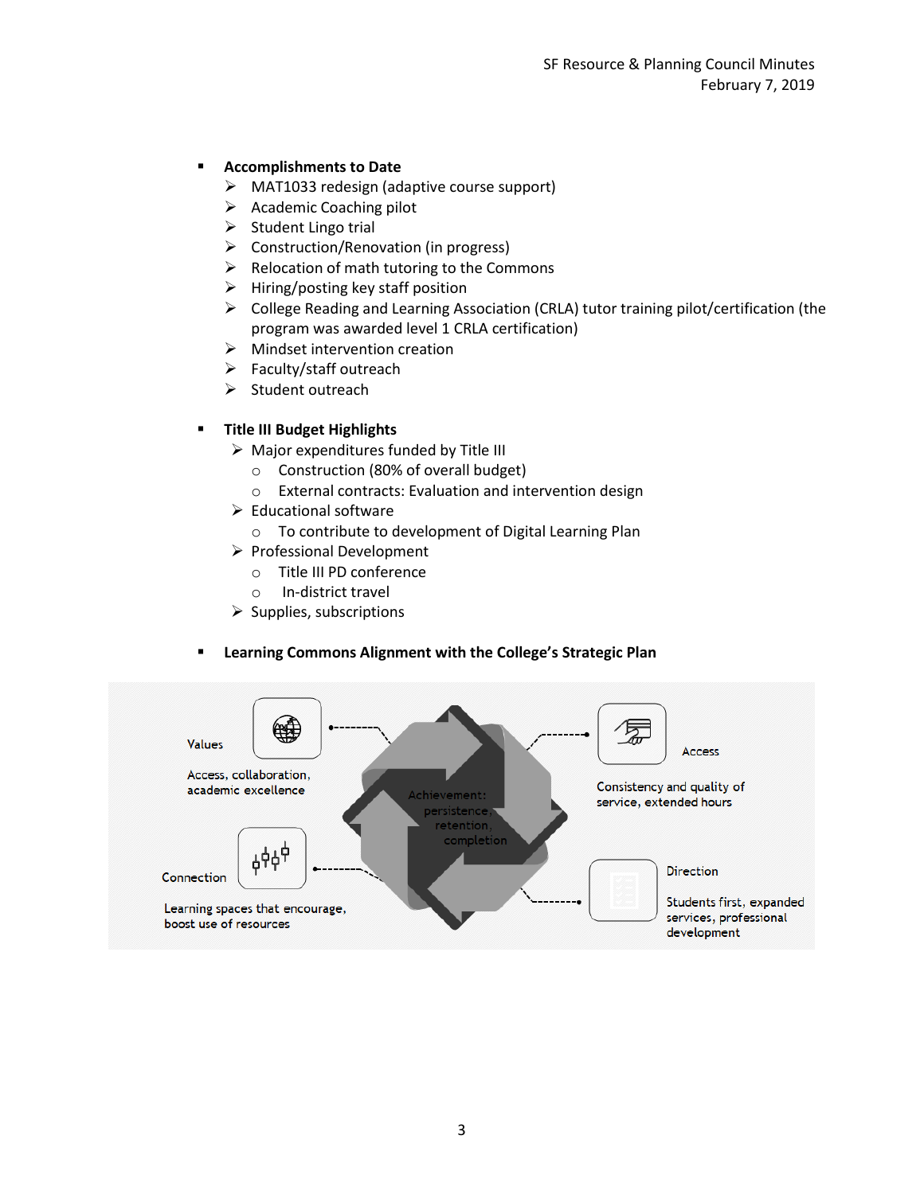- **Accomplishments to Date**
  - MAT1033 redesign (adaptive course support)
  - Academic Coaching pilot
  - Student Lingo trial
  - Construction/Renovation (in progress)
  - Relocation of math tutoring to the Commons
  - Hiring/posting key staff position
  - College Reading and Learning Association (CRLA) tutor training pilot/certification (the program was awarded level 1 CRLA certification)
  - Mindset intervention creation
  - Faculty/staff outreach
  - Student outreach

- **Title III Budget Highlights**
  - Major expenditures funded by Title III
    - Construction (80% of overall budget)
    - External contracts: Evaluation and intervention design
  - Educational software
    - To contribute to development of Digital Learning Plan
  - Professional Development
    - Title III PD conference
    - In-district travel
  - Supplies, subscriptions

- **Learning Commons Alignment with the College's Strategic Plan**

Values

Access, collaboration, academic excellence

Access

Consistency and quality of service, extended hours

Achievement: persistence, retention, completion

Connection

Learning spaces that encourage, boost use of resources

Direction

Students first, expanded services, professional development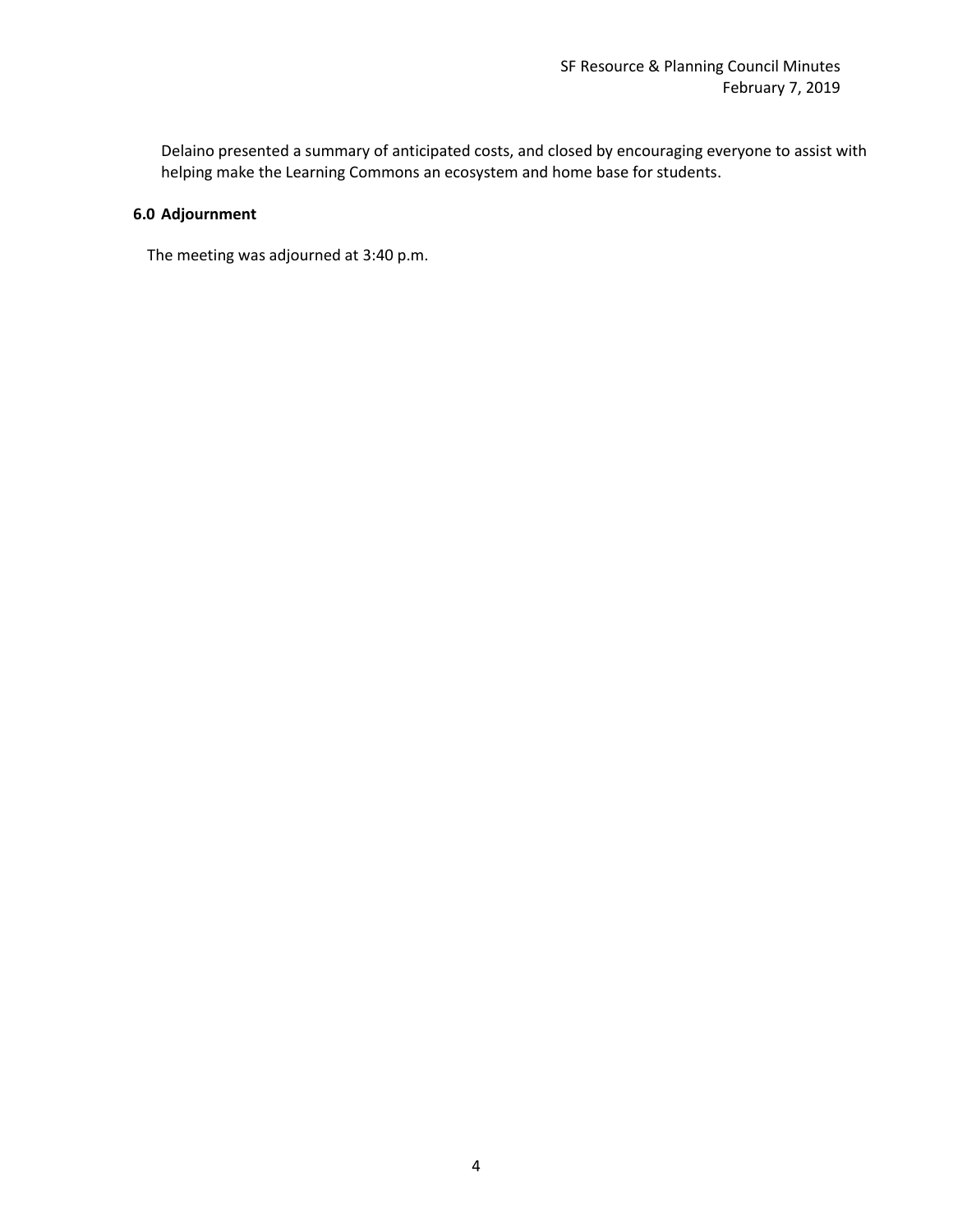Delaino presented a summary of anticipated costs, and closed by encouraging everyone to assist with helping make the Learning Commons an ecosystem and home base for students.

**6.0 Adjournment**

The meeting was adjourned at 3:40 p.m.